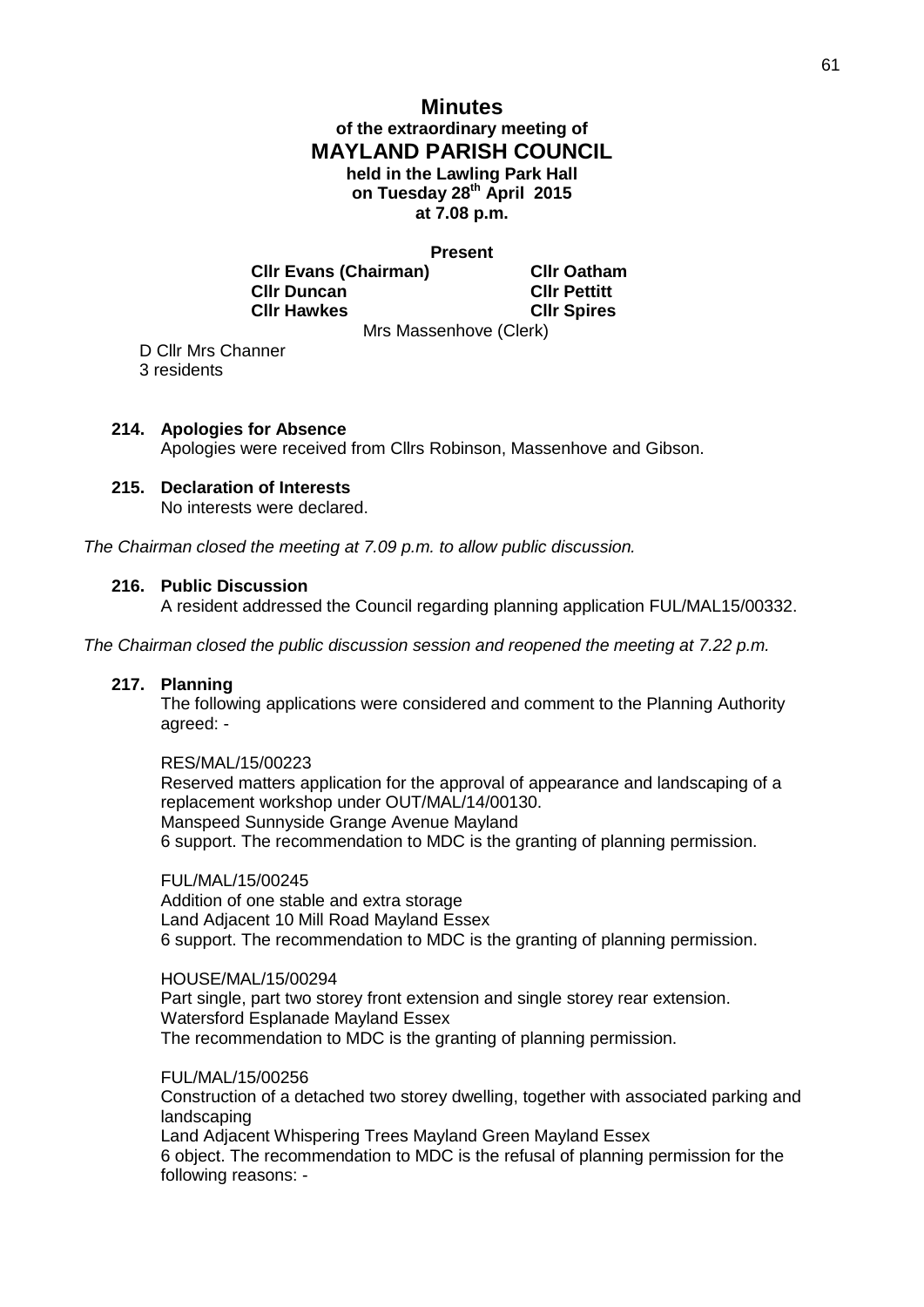# Minutes

## of the extraordinary meeting of MAYLAND PARISH COUNCIL

**held in the Lawling Park Hall**
**on Tuesday 28th April 2015**
**at 7.08 p.m.**

**Present**

| | |
|---|---|
| **Cllr Evans (Chairman)** | **Cllr Oatham** |
| **Cllr Duncan** | **Cllr Pettitt** |
| **Cllr Hawkes** | **Cllr Spires** |

Mrs Massenhove (Clerk)

D Cllr Mrs Channer
3 residents

**214. Apologies for Absence**

Apologies were received from Cllrs Robinson, Massenhove and Gibson.

**215. Declaration of Interests**

No interests were declared.

*The Chairman closed the meeting at 7.09 p.m. to allow public discussion.*

**216. Public Discussion**

A resident addressed the Council regarding planning application FUL/MAL15/00332.

*The Chairman closed the public discussion session and reopened the meeting at 7.22 p.m.*

**217. Planning**

The following applications were considered and comment to the Planning Authority agreed: -

RES/MAL/15/00223
Reserved matters application for the approval of appearance and landscaping of a replacement workshop under OUT/MAL/14/00130.
Manspeed Sunnyside Grange Avenue Mayland
6 support. The recommendation to MDC is the granting of planning permission.

FUL/MAL/15/00245
Addition of one stable and extra storage
Land Adjacent 10 Mill Road Mayland Essex
6 support. The recommendation to MDC is the granting of planning permission.

HOUSE/MAL/15/00294
Part single, part two storey front extension and single storey rear extension.
Watersford Esplanade Mayland Essex
The recommendation to MDC is the granting of planning permission.

FUL/MAL/15/00256
Construction of a detached two storey dwelling, together with associated parking and landscaping
Land Adjacent Whispering Trees Mayland Green Mayland Essex
6 object. The recommendation to MDC is the refusal of planning permission for the following reasons: -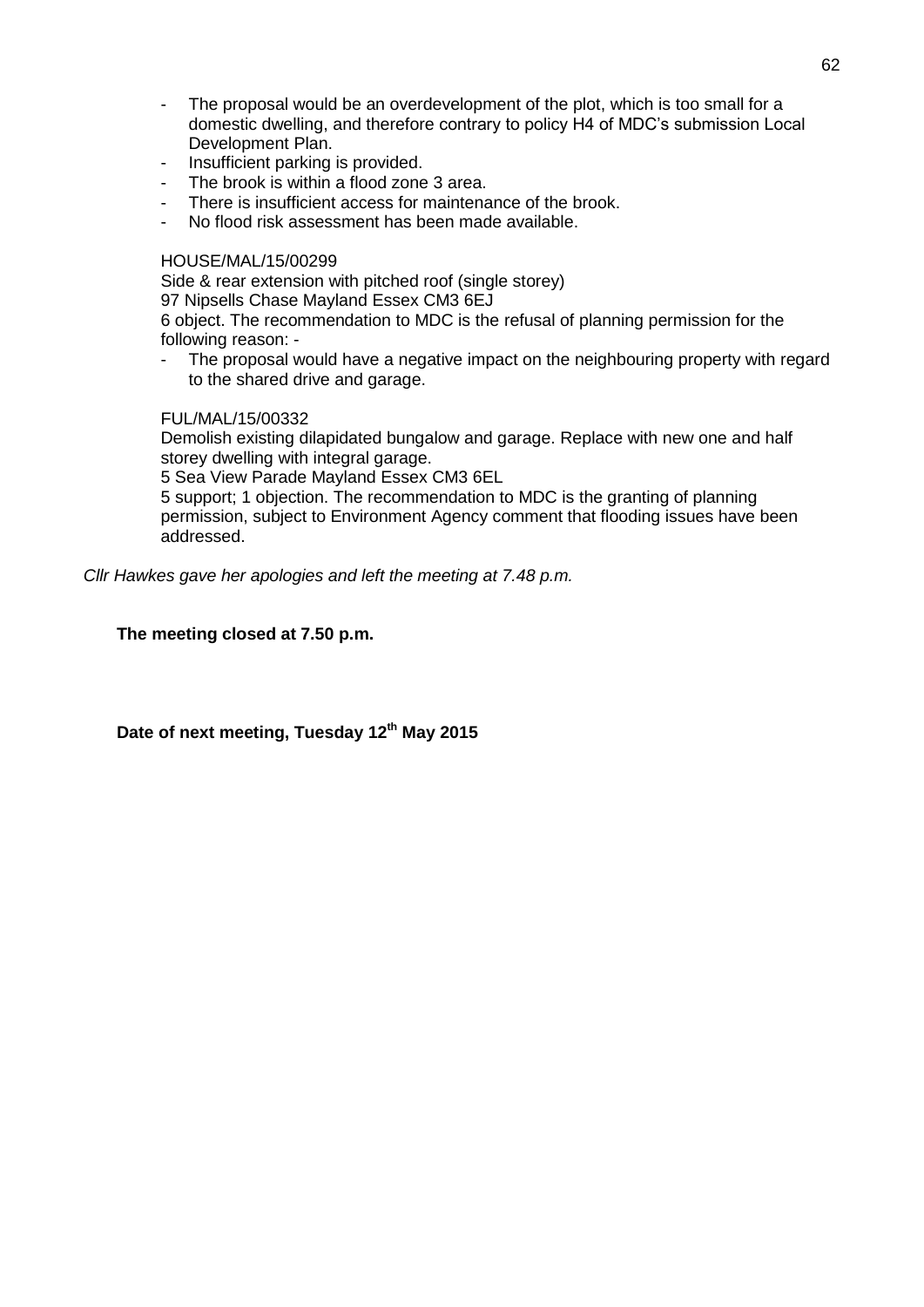- The proposal would be an overdevelopment of the plot, which is too small for a domestic dwelling, and therefore contrary to policy H4 of MDC's submission Local Development Plan.
- Insufficient parking is provided.
- The brook is within a flood zone 3 area.
- There is insufficient access for maintenance of the brook.
- No flood risk assessment has been made available.

HOUSE/MAL/15/00299
Side & rear extension with pitched roof (single storey)
97 Nipsells Chase Mayland Essex CM3 6EJ
6 object. The recommendation to MDC is the refusal of planning permission for the following reason: -

- The proposal would have a negative impact on the neighbouring property with regard to the shared drive and garage.

FUL/MAL/15/00332
Demolish existing dilapidated bungalow and garage. Replace with new one and half storey dwelling with integral garage.
5 Sea View Parade Mayland Essex CM3 6EL
5 support; 1 objection. The recommendation to MDC is the granting of planning permission, subject to Environment Agency comment that flooding issues have been addressed.

*Cllr Hawkes gave her apologies and left the meeting at 7.48 p.m.*

**The meeting closed at 7.50 p.m.**

**Date of next meeting, Tuesday 12th May 2015**